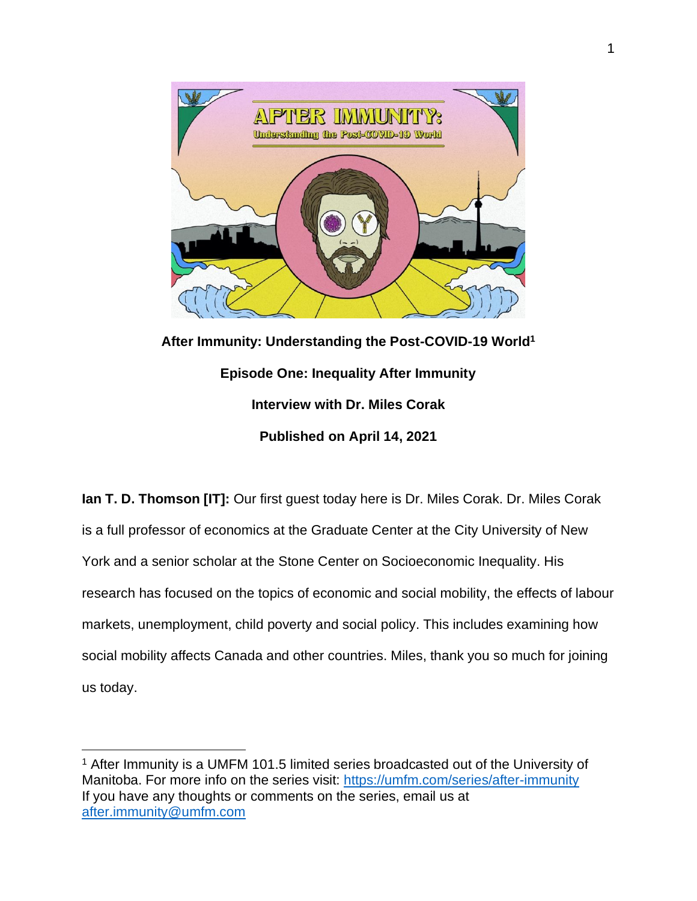**After Immunity: Understanding the Post-COVID-19 World**[1]

**Episode One: Inequality After Immunity**

**Interview with Dr. Miles Corak**

**Published on April 14, 2021**

**Ian T. D. Thomson [IT]:** Our first guest today here is Dr. Miles Corak. Dr. Miles Corak is a full professor of economics at the Graduate Center at the City University of New York and a senior scholar at the Stone Center on Socioeconomic Inequality. His research has focused on the topics of economic and social mobility, the effects of labour markets, unemployment, child poverty and social policy. This includes examining how social mobility affects Canada and other countries. Miles, thank you so much for joining us today.

[1] After Immunity is a UMFM 101.5 limited series broadcasted out of the University of Manitoba. For more info on the series visit: https://umfm.com/series/after-immunity If you have any thoughts or comments on the series, email us at after.immunity@umfm.com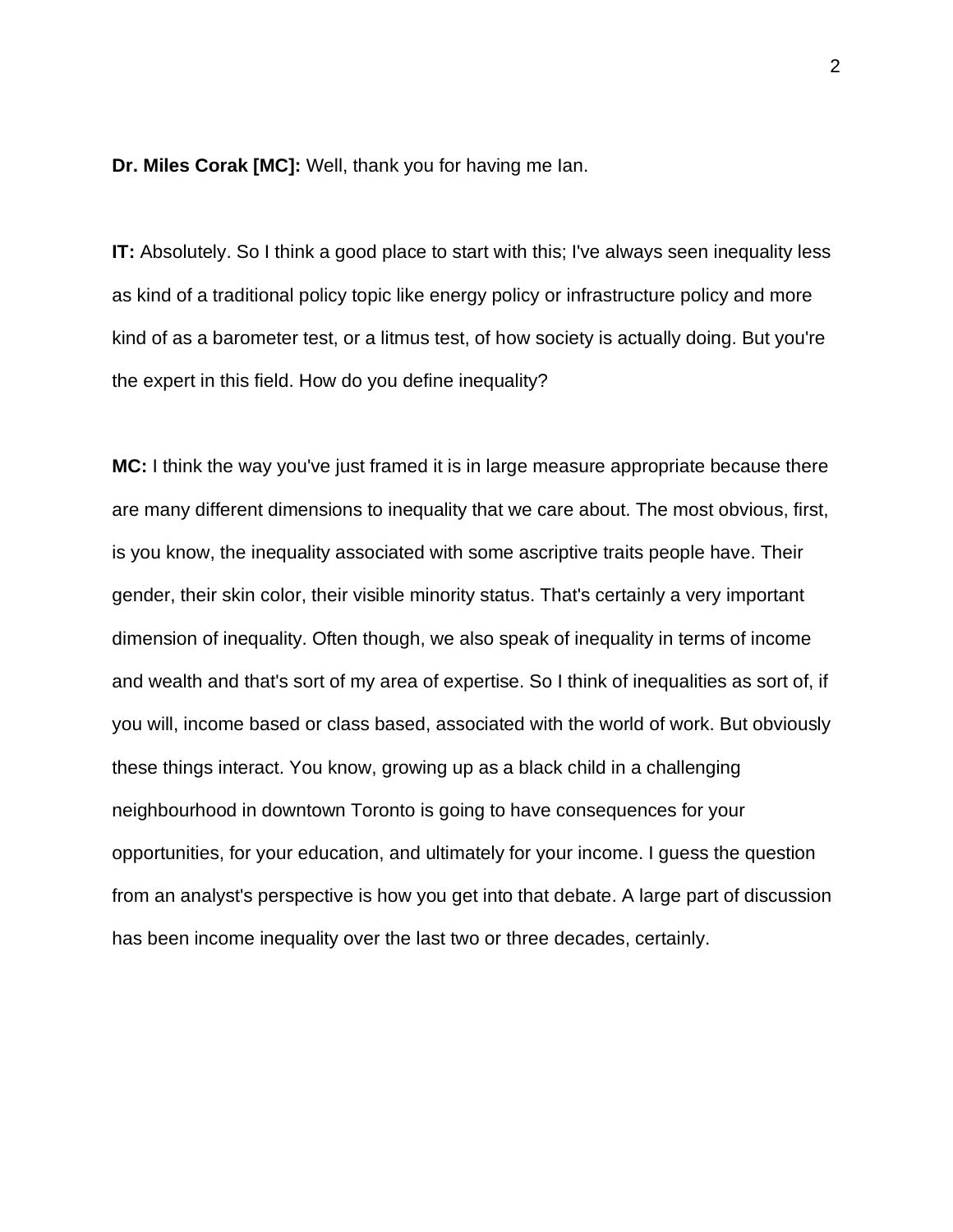**Dr. Miles Corak [MC]:** Well, thank you for having me Ian.

**IT:** Absolutely. So I think a good place to start with this; I've always seen inequality less as kind of a traditional policy topic like energy policy or infrastructure policy and more kind of as a barometer test, or a litmus test, of how society is actually doing. But you're the expert in this field. How do you define inequality?

**MC:** I think the way you've just framed it is in large measure appropriate because there are many different dimensions to inequality that we care about. The most obvious, first, is you know, the inequality associated with some ascriptive traits people have. Their gender, their skin color, their visible minority status. That's certainly a very important dimension of inequality. Often though, we also speak of inequality in terms of income and wealth and that's sort of my area of expertise. So I think of inequalities as sort of, if you will, income based or class based, associated with the world of work. But obviously these things interact. You know, growing up as a black child in a challenging neighbourhood in downtown Toronto is going to have consequences for your opportunities, for your education, and ultimately for your income. I guess the question from an analyst's perspective is how you get into that debate. A large part of discussion has been income inequality over the last two or three decades, certainly.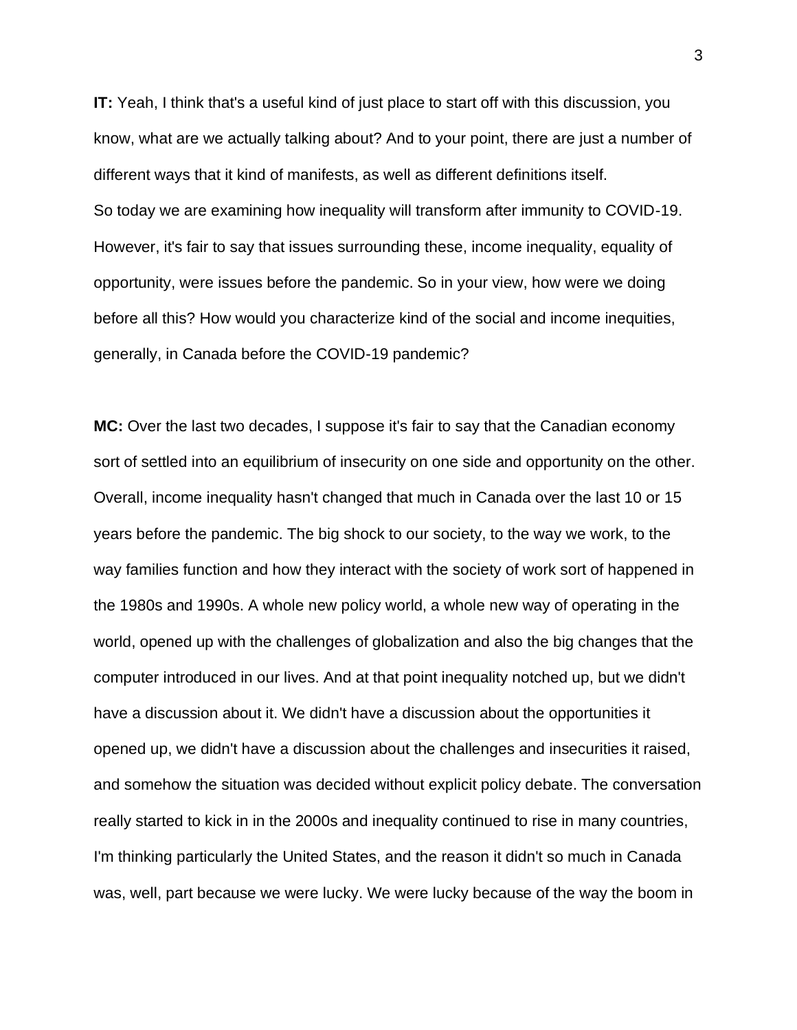**IT:** Yeah, I think that's a useful kind of just place to start off with this discussion, you know, what are we actually talking about? And to your point, there are just a number of different ways that it kind of manifests, as well as different definitions itself.
So today we are examining how inequality will transform after immunity to COVID-19. However, it's fair to say that issues surrounding these, income inequality, equality of opportunity, were issues before the pandemic. So in your view, how were we doing before all this? How would you characterize kind of the social and income inequities, generally, in Canada before the COVID-19 pandemic?

**MC:** Over the last two decades, I suppose it's fair to say that the Canadian economy sort of settled into an equilibrium of insecurity on one side and opportunity on the other. Overall, income inequality hasn't changed that much in Canada over the last 10 or 15 years before the pandemic. The big shock to our society, to the way we work, to the way families function and how they interact with the society of work sort of happened in the 1980s and 1990s. A whole new policy world, a whole new way of operating in the world, opened up with the challenges of globalization and also the big changes that the computer introduced in our lives. And at that point inequality notched up, but we didn't have a discussion about it. We didn't have a discussion about the opportunities it opened up, we didn't have a discussion about the challenges and insecurities it raised, and somehow the situation was decided without explicit policy debate. The conversation really started to kick in in the 2000s and inequality continued to rise in many countries, I'm thinking particularly the United States, and the reason it didn't so much in Canada was, well, part because we were lucky. We were lucky because of the way the boom in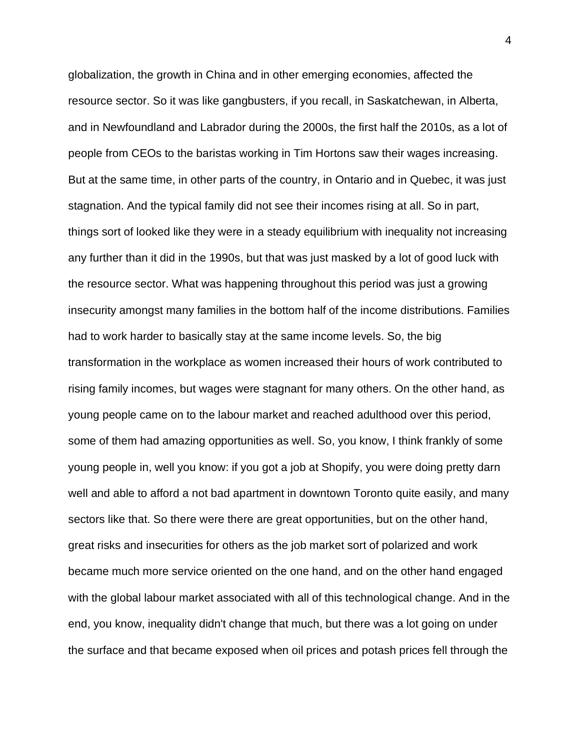globalization, the growth in China and in other emerging economies, affected the resource sector. So it was like gangbusters, if you recall, in Saskatchewan, in Alberta, and in Newfoundland and Labrador during the 2000s, the first half the 2010s, as a lot of people from CEOs to the baristas working in Tim Hortons saw their wages increasing. But at the same time, in other parts of the country, in Ontario and in Quebec, it was just stagnation. And the typical family did not see their incomes rising at all. So in part, things sort of looked like they were in a steady equilibrium with inequality not increasing any further than it did in the 1990s, but that was just masked by a lot of good luck with the resource sector. What was happening throughout this period was just a growing insecurity amongst many families in the bottom half of the income distributions. Families had to work harder to basically stay at the same income levels. So, the big transformation in the workplace as women increased their hours of work contributed to rising family incomes, but wages were stagnant for many others. On the other hand, as young people came on to the labour market and reached adulthood over this period, some of them had amazing opportunities as well. So, you know, I think frankly of some young people in, well you know: if you got a job at Shopify, you were doing pretty darn well and able to afford a not bad apartment in downtown Toronto quite easily, and many sectors like that. So there were there are great opportunities, but on the other hand, great risks and insecurities for others as the job market sort of polarized and work became much more service oriented on the one hand, and on the other hand engaged with the global labour market associated with all of this technological change. And in the end, you know, inequality didn't change that much, but there was a lot going on under the surface and that became exposed when oil prices and potash prices fell through the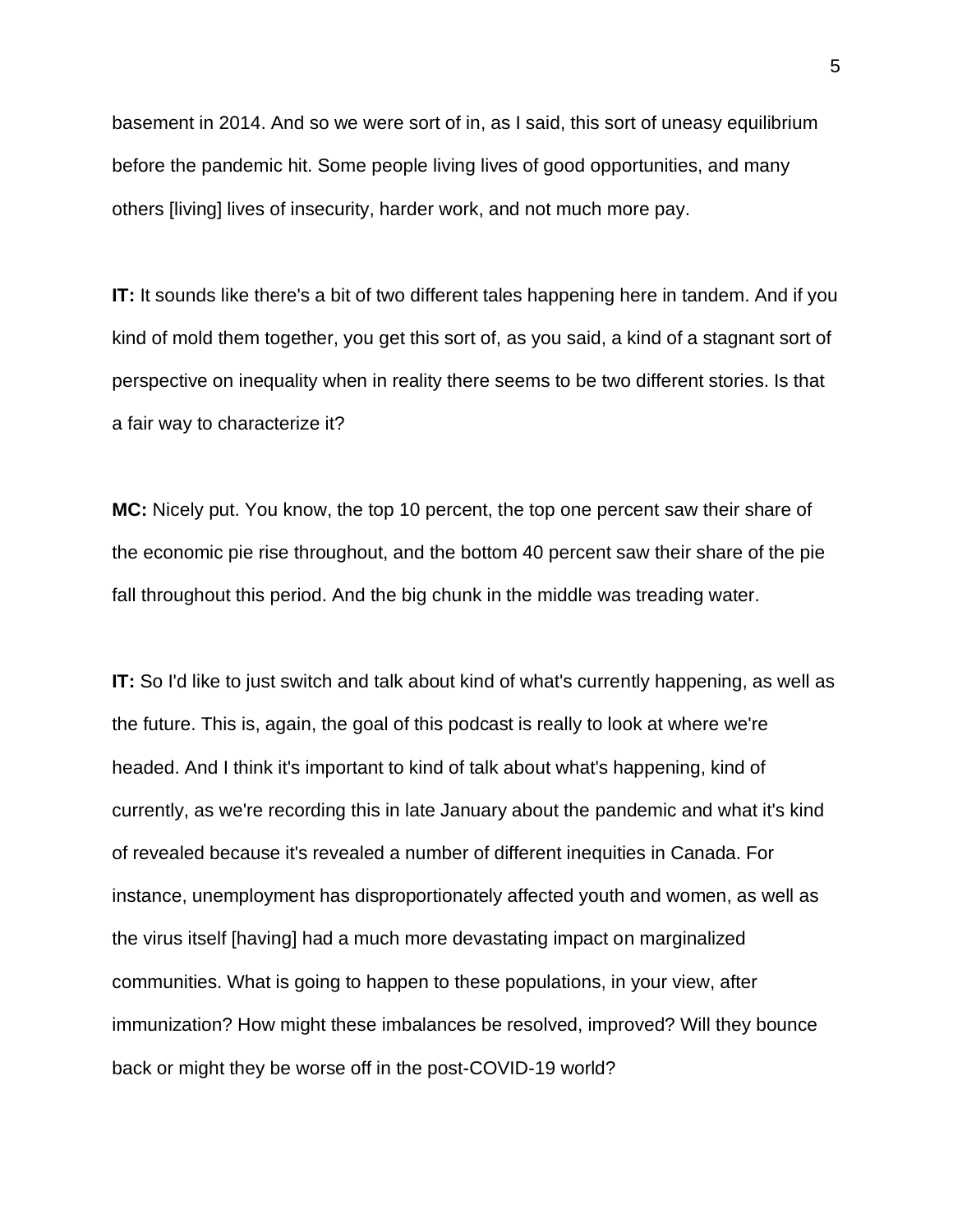basement in 2014. And so we were sort of in, as I said, this sort of uneasy equilibrium before the pandemic hit. Some people living lives of good opportunities, and many others [living] lives of insecurity, harder work, and not much more pay.

**IT:** It sounds like there's a bit of two different tales happening here in tandem. And if you kind of mold them together, you get this sort of, as you said, a kind of a stagnant sort of perspective on inequality when in reality there seems to be two different stories. Is that a fair way to characterize it?

**MC:** Nicely put. You know, the top 10 percent, the top one percent saw their share of the economic pie rise throughout, and the bottom 40 percent saw their share of the pie fall throughout this period. And the big chunk in the middle was treading water.

**IT:** So I'd like to just switch and talk about kind of what's currently happening, as well as the future. This is, again, the goal of this podcast is really to look at where we're headed. And I think it's important to kind of talk about what's happening, kind of currently, as we're recording this in late January about the pandemic and what it's kind of revealed because it's revealed a number of different inequities in Canada. For instance, unemployment has disproportionately affected youth and women, as well as the virus itself [having] had a much more devastating impact on marginalized communities. What is going to happen to these populations, in your view, after immunization? How might these imbalances be resolved, improved? Will they bounce back or might they be worse off in the post-COVID-19 world?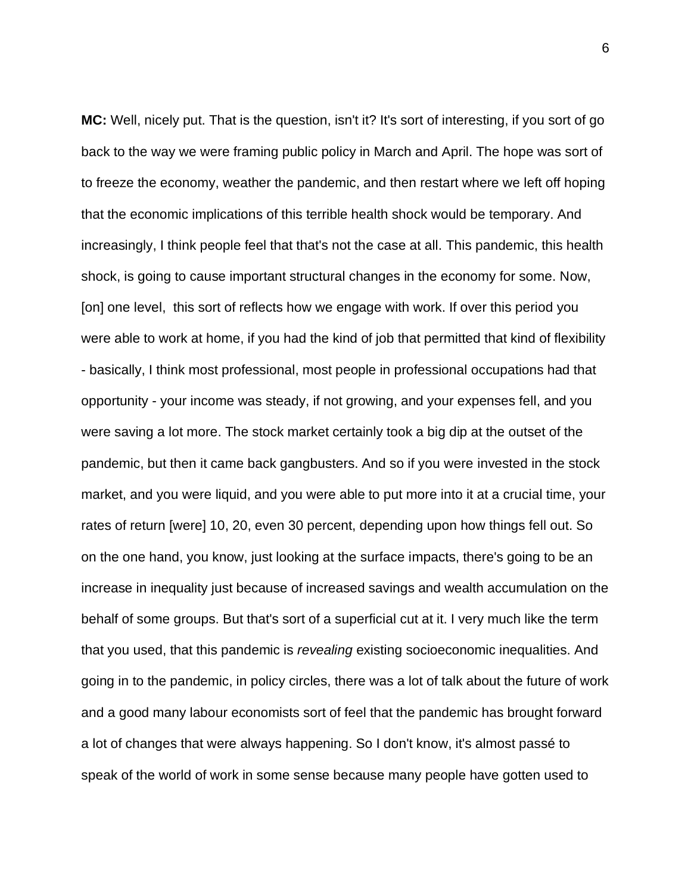**MC:** Well, nicely put. That is the question, isn't it? It's sort of interesting, if you sort of go back to the way we were framing public policy in March and April. The hope was sort of to freeze the economy, weather the pandemic, and then restart where we left off hoping that the economic implications of this terrible health shock would be temporary. And increasingly, I think people feel that that's not the case at all. This pandemic, this health shock, is going to cause important structural changes in the economy for some. Now, [on] one level, this sort of reflects how we engage with work. If over this period you were able to work at home, if you had the kind of job that permitted that kind of flexibility - basically, I think most professional, most people in professional occupations had that opportunity - your income was steady, if not growing, and your expenses fell, and you were saving a lot more. The stock market certainly took a big dip at the outset of the pandemic, but then it came back gangbusters. And so if you were invested in the stock market, and you were liquid, and you were able to put more into it at a crucial time, your rates of return [were] 10, 20, even 30 percent, depending upon how things fell out. So on the one hand, you know, just looking at the surface impacts, there's going to be an increase in inequality just because of increased savings and wealth accumulation on the behalf of some groups. But that's sort of a superficial cut at it. I very much like the term that you used, that this pandemic is *revealing* existing socioeconomic inequalities. And going in to the pandemic, in policy circles, there was a lot of talk about the future of work and a good many labour economists sort of feel that the pandemic has brought forward a lot of changes that were always happening. So I don't know, it's almost passé to speak of the world of work in some sense because many people have gotten used to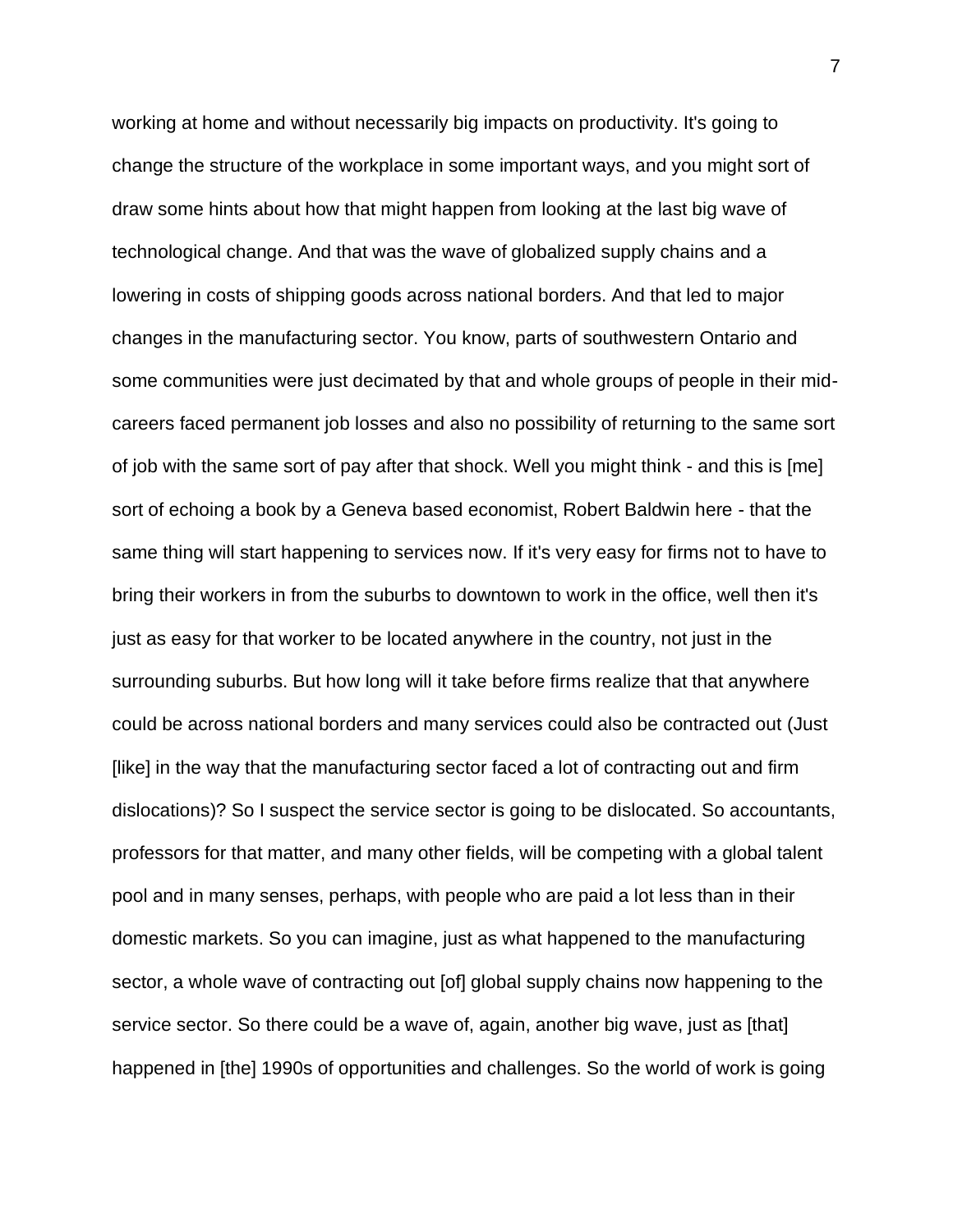working at home and without necessarily big impacts on productivity. It's going to change the structure of the workplace in some important ways, and you might sort of draw some hints about how that might happen from looking at the last big wave of technological change. And that was the wave of globalized supply chains and a lowering in costs of shipping goods across national borders. And that led to major changes in the manufacturing sector. You know, parts of southwestern Ontario and some communities were just decimated by that and whole groups of people in their mid-careers faced permanent job losses and also no possibility of returning to the same sort of job with the same sort of pay after that shock. Well you might think - and this is [me] sort of echoing a book by a Geneva based economist, Robert Baldwin here - that the same thing will start happening to services now. If it's very easy for firms not to have to bring their workers in from the suburbs to downtown to work in the office, well then it's just as easy for that worker to be located anywhere in the country, not just in the surrounding suburbs. But how long will it take before firms realize that that anywhere could be across national borders and many services could also be contracted out (Just [like] in the way that the manufacturing sector faced a lot of contracting out and firm dislocations)? So I suspect the service sector is going to be dislocated. So accountants, professors for that matter, and many other fields, will be competing with a global talent pool and in many senses, perhaps, with people who are paid a lot less than in their domestic markets. So you can imagine, just as what happened to the manufacturing sector, a whole wave of contracting out [of] global supply chains now happening to the service sector. So there could be a wave of, again, another big wave, just as [that] happened in [the] 1990s of opportunities and challenges. So the world of work is going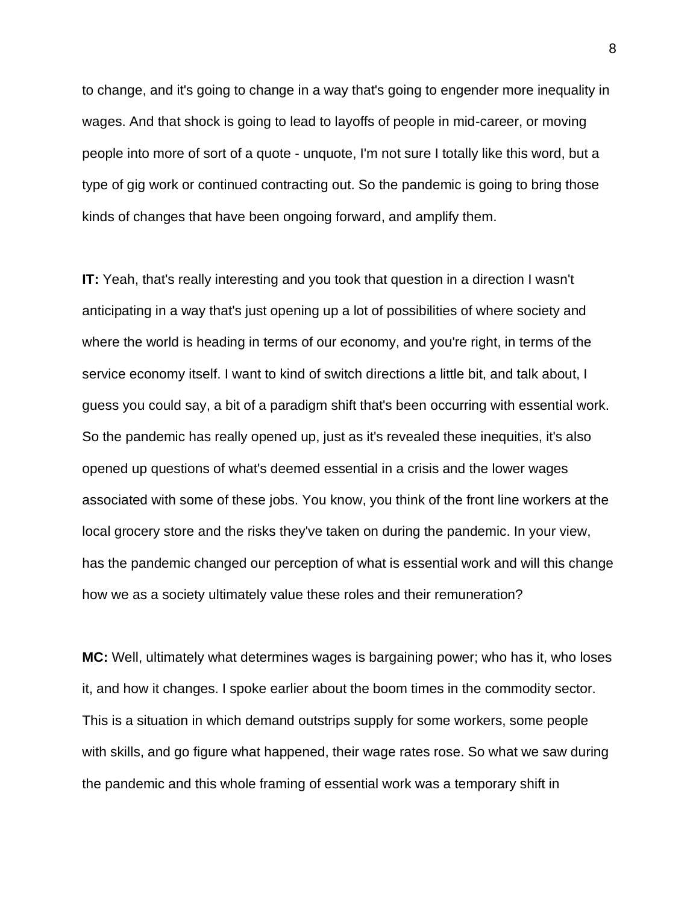to change, and it's going to change in a way that's going to engender more inequality in wages. And that shock is going to lead to layoffs of people in mid-career, or moving people into more of sort of a quote - unquote, I'm not sure I totally like this word, but a type of gig work or continued contracting out. So the pandemic is going to bring those kinds of changes that have been ongoing forward, and amplify them.

**IT:** Yeah, that's really interesting and you took that question in a direction I wasn't anticipating in a way that's just opening up a lot of possibilities of where society and where the world is heading in terms of our economy, and you're right, in terms of the service economy itself. I want to kind of switch directions a little bit, and talk about, I guess you could say, a bit of a paradigm shift that's been occurring with essential work. So the pandemic has really opened up, just as it's revealed these inequities, it's also opened up questions of what's deemed essential in a crisis and the lower wages associated with some of these jobs. You know, you think of the front line workers at the local grocery store and the risks they've taken on during the pandemic. In your view, has the pandemic changed our perception of what is essential work and will this change how we as a society ultimately value these roles and their remuneration?

**MC:** Well, ultimately what determines wages is bargaining power; who has it, who loses it, and how it changes. I spoke earlier about the boom times in the commodity sector. This is a situation in which demand outstrips supply for some workers, some people with skills, and go figure what happened, their wage rates rose. So what we saw during the pandemic and this whole framing of essential work was a temporary shift in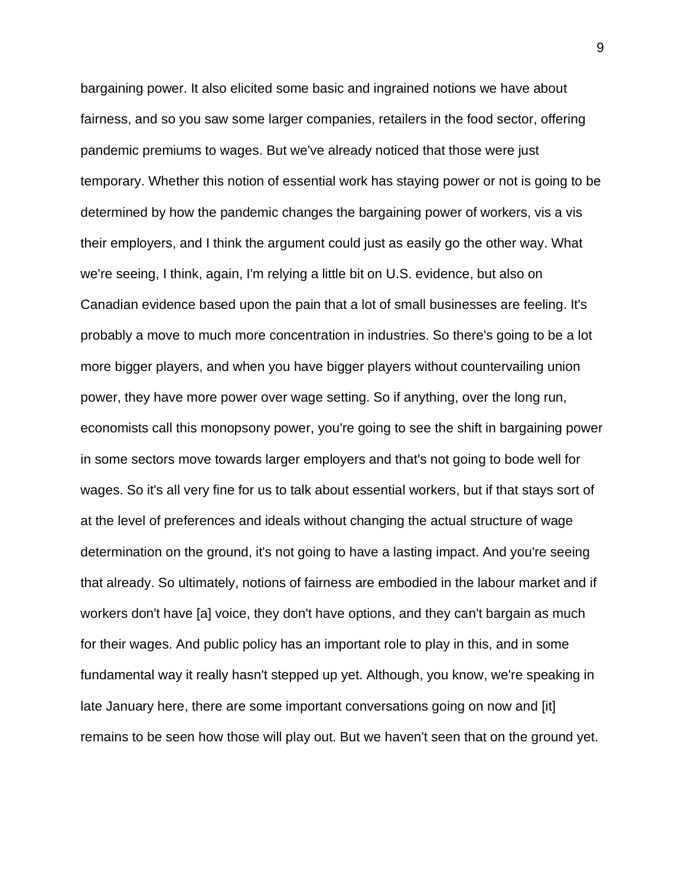bargaining power. It also elicited some basic and ingrained notions we have about fairness, and so you saw some larger companies, retailers in the food sector, offering pandemic premiums to wages. But we've already noticed that those were just temporary. Whether this notion of essential work has staying power or not is going to be determined by how the pandemic changes the bargaining power of workers, vis a vis their employers, and I think the argument could just as easily go the other way. What we're seeing, I think, again, I'm relying a little bit on U.S. evidence, but also on Canadian evidence based upon the pain that a lot of small businesses are feeling. It's probably a move to much more concentration in industries. So there's going to be a lot more bigger players, and when you have bigger players without countervailing union power, they have more power over wage setting. So if anything, over the long run, economists call this monopsony power, you're going to see the shift in bargaining power in some sectors move towards larger employers and that's not going to bode well for wages. So it's all very fine for us to talk about essential workers, but if that stays sort of at the level of preferences and ideals without changing the actual structure of wage determination on the ground, it's not going to have a lasting impact. And you're seeing that already. So ultimately, notions of fairness are embodied in the labour market and if workers don't have [a] voice, they don't have options, and they can't bargain as much for their wages. And public policy has an important role to play in this, and in some fundamental way it really hasn't stepped up yet. Although, you know, we're speaking in late January here, there are some important conversations going on now and [it] remains to be seen how those will play out. But we haven't seen that on the ground yet.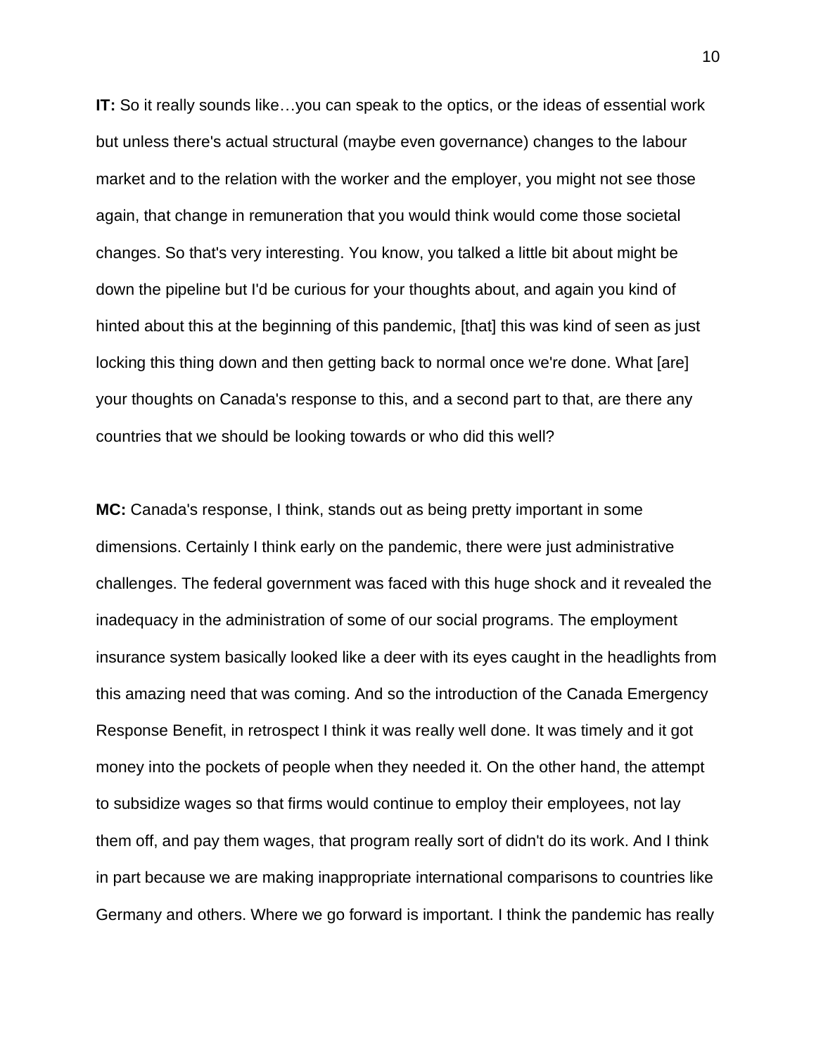**IT:** So it really sounds like…you can speak to the optics, or the ideas of essential work but unless there's actual structural (maybe even governance) changes to the labour market and to the relation with the worker and the employer, you might not see those again, that change in remuneration that you would think would come those societal changes. So that's very interesting. You know, you talked a little bit about might be down the pipeline but I'd be curious for your thoughts about, and again you kind of hinted about this at the beginning of this pandemic, [that] this was kind of seen as just locking this thing down and then getting back to normal once we're done. What [are] your thoughts on Canada's response to this, and a second part to that, are there any countries that we should be looking towards or who did this well?

**MC:** Canada's response, I think, stands out as being pretty important in some dimensions. Certainly I think early on the pandemic, there were just administrative challenges. The federal government was faced with this huge shock and it revealed the inadequacy in the administration of some of our social programs. The employment insurance system basically looked like a deer with its eyes caught in the headlights from this amazing need that was coming. And so the introduction of the Canada Emergency Response Benefit, in retrospect I think it was really well done. It was timely and it got money into the pockets of people when they needed it. On the other hand, the attempt to subsidize wages so that firms would continue to employ their employees, not lay them off, and pay them wages, that program really sort of didn't do its work. And I think in part because we are making inappropriate international comparisons to countries like Germany and others. Where we go forward is important. I think the pandemic has really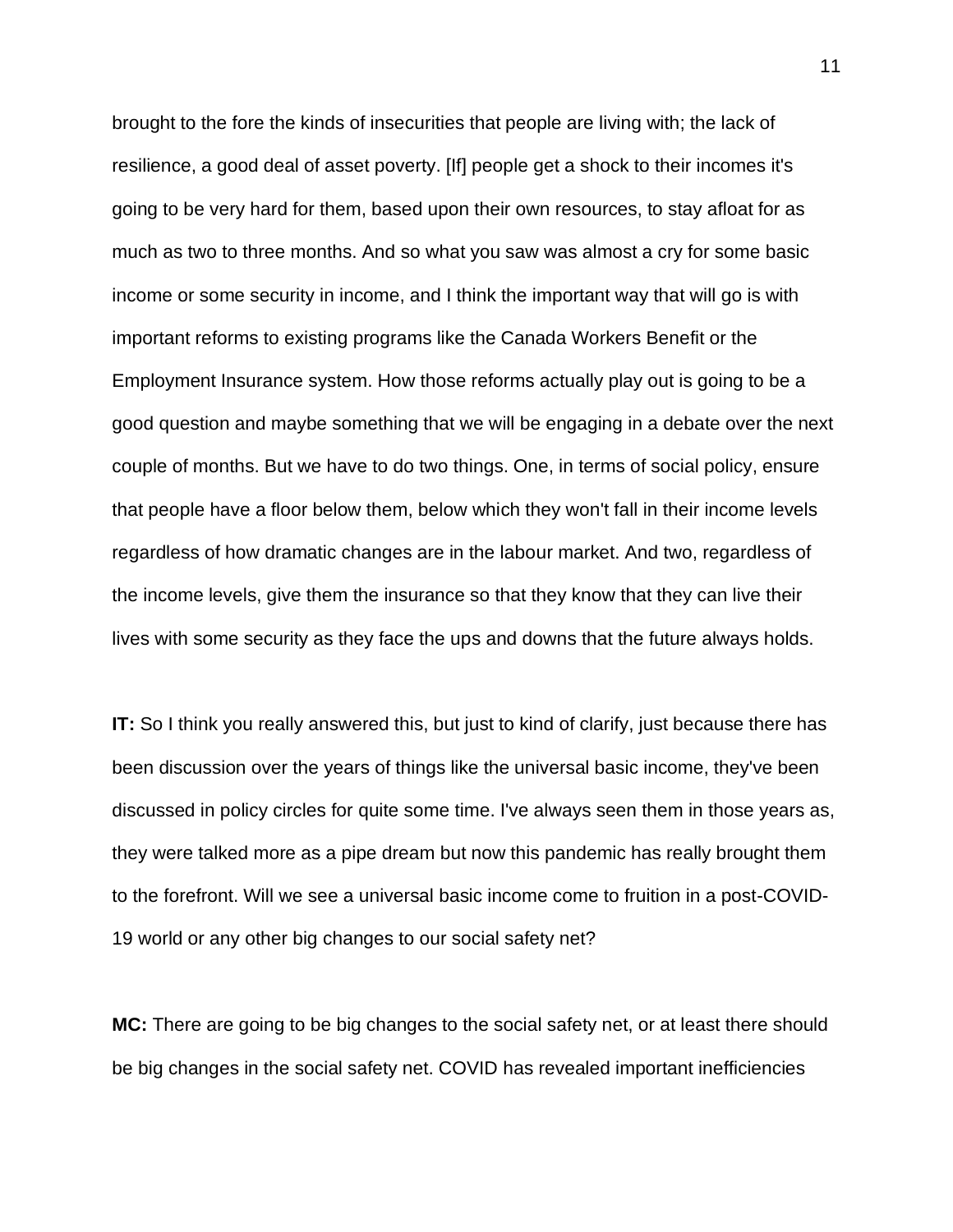brought to the fore the kinds of insecurities that people are living with; the lack of resilience, a good deal of asset poverty. [If] people get a shock to their incomes it's going to be very hard for them, based upon their own resources, to stay afloat for as much as two to three months. And so what you saw was almost a cry for some basic income or some security in income, and I think the important way that will go is with important reforms to existing programs like the Canada Workers Benefit or the Employment Insurance system. How those reforms actually play out is going to be a good question and maybe something that we will be engaging in a debate over the next couple of months. But we have to do two things. One, in terms of social policy, ensure that people have a floor below them, below which they won't fall in their income levels regardless of how dramatic changes are in the labour market. And two, regardless of the income levels, give them the insurance so that they know that they can live their lives with some security as they face the ups and downs that the future always holds.

**IT:** So I think you really answered this, but just to kind of clarify, just because there has been discussion over the years of things like the universal basic income, they've been discussed in policy circles for quite some time. I've always seen them in those years as, they were talked more as a pipe dream but now this pandemic has really brought them to the forefront. Will we see a universal basic income come to fruition in a post-COVID-19 world or any other big changes to our social safety net?

**MC:** There are going to be big changes to the social safety net, or at least there should be big changes in the social safety net. COVID has revealed important inefficiencies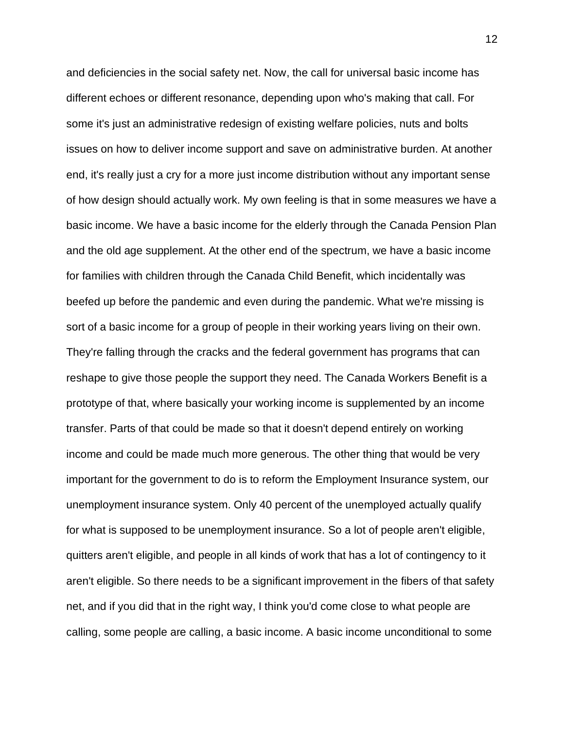and deficiencies in the social safety net. Now, the call for universal basic income has different echoes or different resonance, depending upon who's making that call. For some it's just an administrative redesign of existing welfare policies, nuts and bolts issues on how to deliver income support and save on administrative burden. At another end, it's really just a cry for a more just income distribution without any important sense of how design should actually work. My own feeling is that in some measures we have a basic income. We have a basic income for the elderly through the Canada Pension Plan and the old age supplement. At the other end of the spectrum, we have a basic income for families with children through the Canada Child Benefit, which incidentally was beefed up before the pandemic and even during the pandemic. What we're missing is sort of a basic income for a group of people in their working years living on their own. They're falling through the cracks and the federal government has programs that can reshape to give those people the support they need. The Canada Workers Benefit is a prototype of that, where basically your working income is supplemented by an income transfer. Parts of that could be made so that it doesn't depend entirely on working income and could be made much more generous. The other thing that would be very important for the government to do is to reform the Employment Insurance system, our unemployment insurance system. Only 40 percent of the unemployed actually qualify for what is supposed to be unemployment insurance. So a lot of people aren't eligible, quitters aren't eligible, and people in all kinds of work that has a lot of contingency to it aren't eligible. So there needs to be a significant improvement in the fibers of that safety net, and if you did that in the right way, I think you'd come close to what people are calling, some people are calling, a basic income. A basic income unconditional to some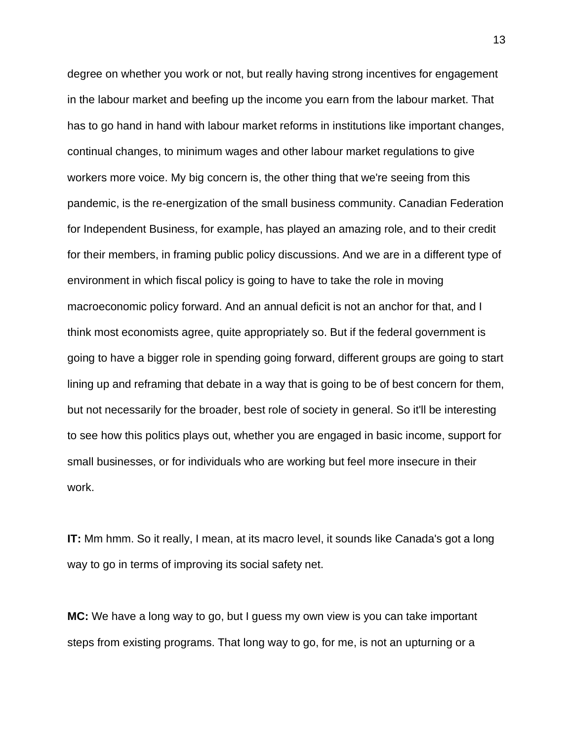degree on whether you work or not, but really having strong incentives for engagement in the labour market and beefing up the income you earn from the labour market. That has to go hand in hand with labour market reforms in institutions like important changes, continual changes, to minimum wages and other labour market regulations to give workers more voice. My big concern is, the other thing that we're seeing from this pandemic, is the re-energization of the small business community. Canadian Federation for Independent Business, for example, has played an amazing role, and to their credit for their members, in framing public policy discussions. And we are in a different type of environment in which fiscal policy is going to have to take the role in moving macroeconomic policy forward. And an annual deficit is not an anchor for that, and I think most economists agree, quite appropriately so. But if the federal government is going to have a bigger role in spending going forward, different groups are going to start lining up and reframing that debate in a way that is going to be of best concern for them, but not necessarily for the broader, best role of society in general. So it'll be interesting to see how this politics plays out, whether you are engaged in basic income, support for small businesses, or for individuals who are working but feel more insecure in their work.

**IT:** Mm hmm. So it really, I mean, at its macro level, it sounds like Canada's got a long way to go in terms of improving its social safety net.

**MC:** We have a long way to go, but I guess my own view is you can take important steps from existing programs. That long way to go, for me, is not an upturning or a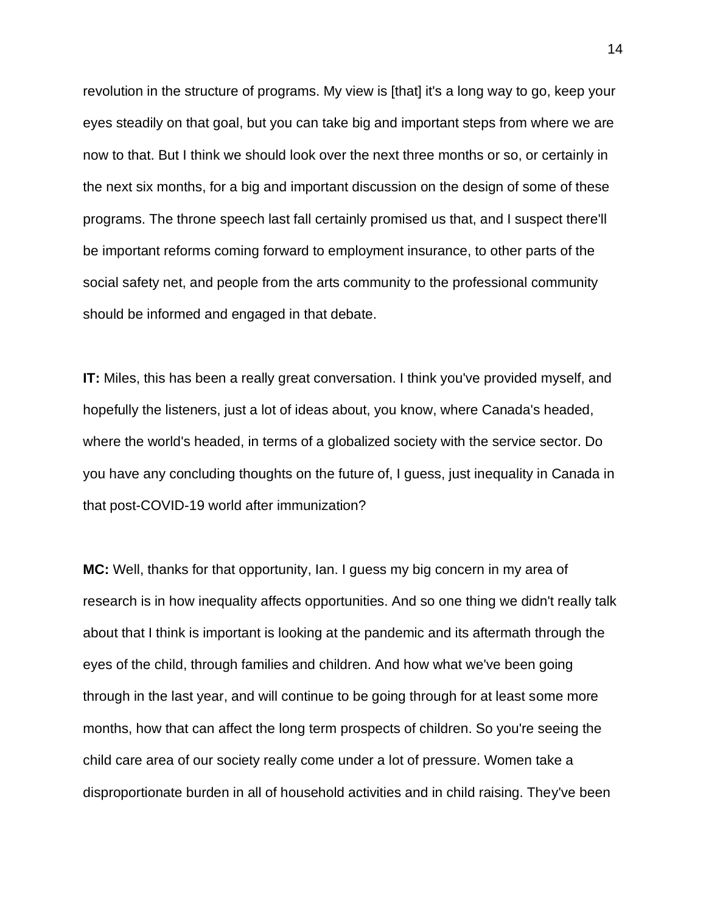revolution in the structure of programs. My view is [that] it's a long way to go, keep your eyes steadily on that goal, but you can take big and important steps from where we are now to that. But I think we should look over the next three months or so, or certainly in the next six months, for a big and important discussion on the design of some of these programs. The throne speech last fall certainly promised us that, and I suspect there'll be important reforms coming forward to employment insurance, to other parts of the social safety net, and people from the arts community to the professional community should be informed and engaged in that debate.

**IT:** Miles, this has been a really great conversation. I think you've provided myself, and hopefully the listeners, just a lot of ideas about, you know, where Canada's headed, where the world's headed, in terms of a globalized society with the service sector. Do you have any concluding thoughts on the future of, I guess, just inequality in Canada in that post-COVID-19 world after immunization?

**MC:** Well, thanks for that opportunity, Ian. I guess my big concern in my area of research is in how inequality affects opportunities. And so one thing we didn't really talk about that I think is important is looking at the pandemic and its aftermath through the eyes of the child, through families and children. And how what we've been going through in the last year, and will continue to be going through for at least some more months, how that can affect the long term prospects of children. So you're seeing the child care area of our society really come under a lot of pressure. Women take a disproportionate burden in all of household activities and in child raising. They've been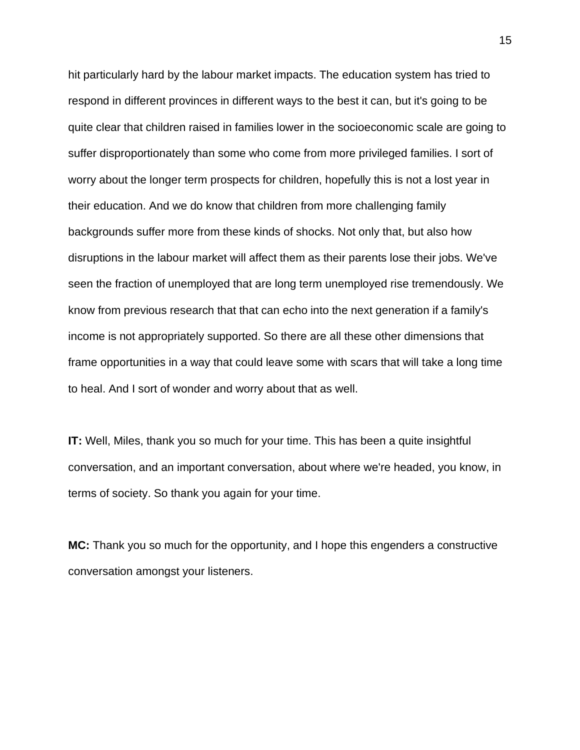hit particularly hard by the labour market impacts. The education system has tried to respond in different provinces in different ways to the best it can, but it's going to be quite clear that children raised in families lower in the socioeconomic scale are going to suffer disproportionately than some who come from more privileged families. I sort of worry about the longer term prospects for children, hopefully this is not a lost year in their education. And we do know that children from more challenging family backgrounds suffer more from these kinds of shocks. Not only that, but also how disruptions in the labour market will affect them as their parents lose their jobs. We've seen the fraction of unemployed that are long term unemployed rise tremendously. We know from previous research that that can echo into the next generation if a family's income is not appropriately supported. So there are all these other dimensions that frame opportunities in a way that could leave some with scars that will take a long time to heal. And I sort of wonder and worry about that as well.

**IT:** Well, Miles, thank you so much for your time. This has been a quite insightful conversation, and an important conversation, about where we're headed, you know, in terms of society. So thank you again for your time.

**MC:** Thank you so much for the opportunity, and I hope this engenders a constructive conversation amongst your listeners.